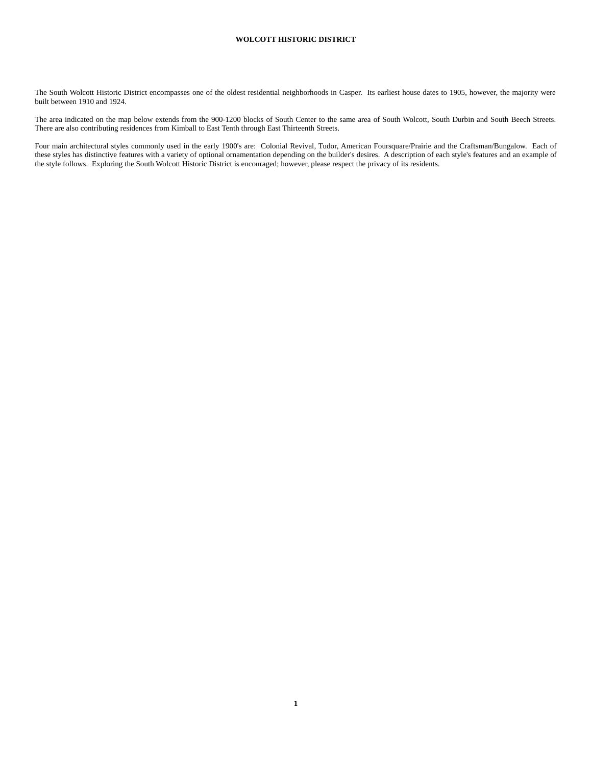# WOLCOTT HISTORIC DISTRICT

The South Wolcott Historic District encompasses one of the oldest residential neighborhoods in Casper. Its earliest house dates to 1905, however, the majority were built between 1910 and 1924.

The area indicated on the map below extends from the 900-1200 blocks of South Center to the same area of South Wolcott, South Durbin and South Beech Streets. There are also contributing residences from Kimball to East Tenth through East Thirteenth Streets.

Four main architectural styles commonly used in the early 1900's are: Colonial Revival, Tudor, American Foursquare/Prairie and the Craftsman/Bungalow. Each of these styles has distinctive features with a variety of optional ornamentation depending on the builder's desires. A description of each style's features and an example of the style follows. Exploring the South Wolcott Historic District is encouraged; however, please respect the privacy of its residents.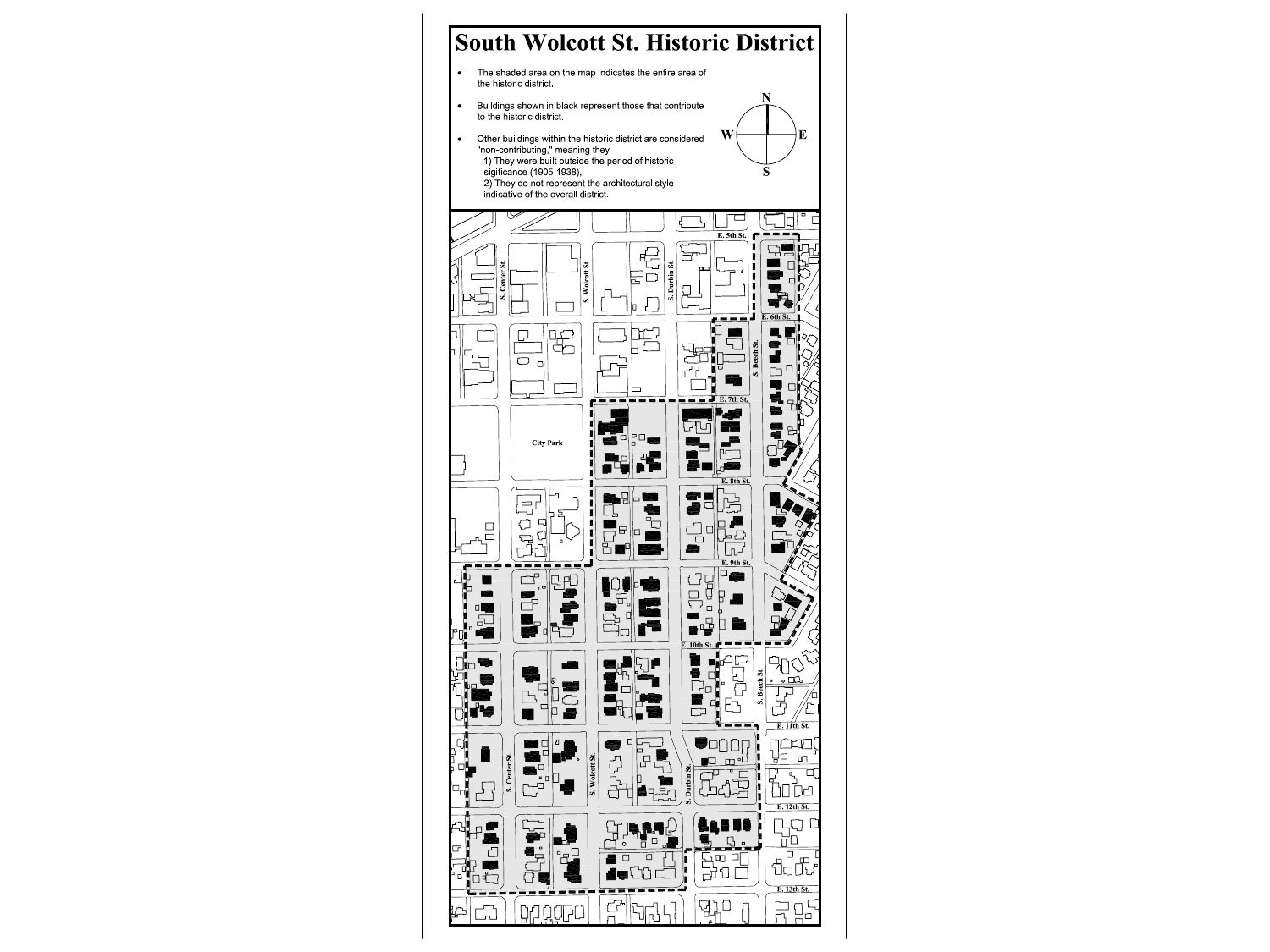# South Wolcott St. Historic District

- The shaded area on the map indicates the entire area of the historic district.
- Buildings shown in black represent those that contribute to the historic district.
- Other buildings within the historic district are considered "non-contributing," meaning they
  1) They were built outside the period of historic sigificance (1905-1938),
  2) They do not represent the architectural style indicative of the overall district.

N
W E
S

E. 5th St.
S. Center St.
S. Wolcott St.
S. Durbin St.
E. 6th St.
S. Beech St.
E. 7th St.
City Park
E. 8th St.
E. 9th St.
E. 10th St.
S. Beech St.
E. 11th St.
S. Center St.
S. Wolcott St.
S. Durbin St.
E. 12th St.
E. 13th St.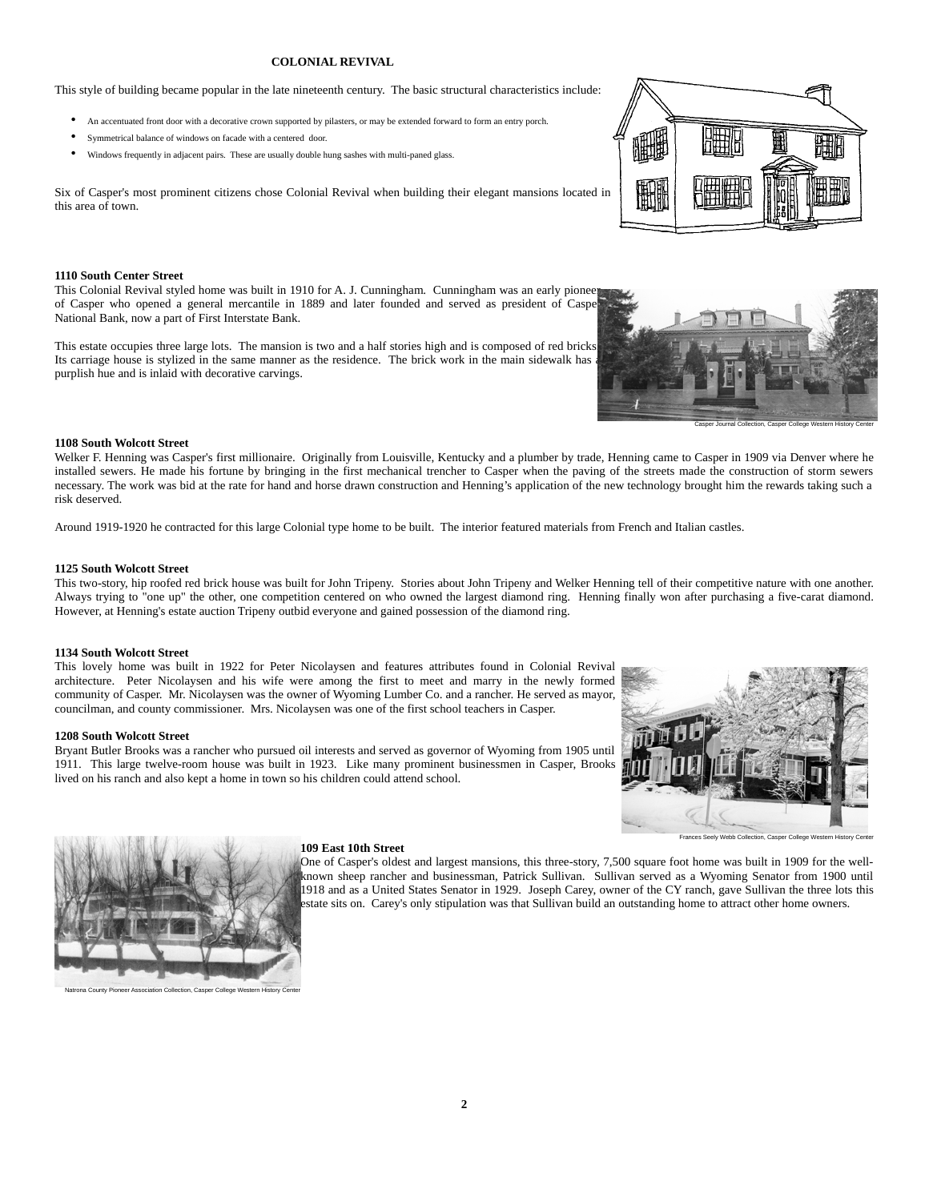## COLONIAL REVIVAL

This style of building became popular in the late nineteenth century. The basic structural characteristics include:

- An accentuated front door with a decorative crown supported by pilasters, or may be extended forward to form an entry porch.
- Symmetrical balance of windows on facade with a centered door.
- Windows frequently in adjacent pairs. These are usually double hung sashes with multi-paned glass.

Six of Casper's most prominent citizens chose Colonial Revival when building their elegant mansions located in this area of town.

**1110 South Center Street**

This Colonial Revival styled home was built in 1910 for A. J. Cunningham. Cunningham was an early pioneer of Casper who opened a general mercantile in 1889 and later founded and served as president of Casper National Bank, now a part of First Interstate Bank.

This estate occupies three large lots. The mansion is two and a half stories high and is composed of red bricks. Its carriage house is stylized in the same manner as the residence. The brick work in the main sidewalk has a purplish hue and is inlaid with decorative carvings.

Casper Journal Collection, Casper College Western History Center

**1108 South Wolcott Street**

Welker F. Henning was Casper's first millionaire. Originally from Louisville, Kentucky and a plumber by trade, Henning came to Casper in 1909 via Denver where he installed sewers. He made his fortune by bringing in the first mechanical trencher to Casper when the paving of the streets made the construction of storm sewers necessary. The work was bid at the rate for hand and horse drawn construction and Henning's application of the new technology brought him the rewards taking such a risk deserved.

Around 1919-1920 he contracted for this large Colonial type home to be built. The interior featured materials from French and Italian castles.

**1125 South Wolcott Street**

This two-story, hip roofed red brick house was built for John Tripeny. Stories about John Tripeny and Welker Henning tell of their competitive nature with one another. Always trying to "one up" the other, one competition centered on who owned the largest diamond ring. Henning finally won after purchasing a five-carat diamond. However, at Henning's estate auction Tripeny outbid everyone and gained possession of the diamond ring.

**1134 South Wolcott Street**

This lovely home was built in 1922 for Peter Nicolaysen and features attributes found in Colonial Revival architecture. Peter Nicolaysen and his wife were among the first to meet and marry in the newly formed community of Casper. Mr. Nicolaysen was the owner of Wyoming Lumber Co. and a rancher. He served as mayor, councilman, and county commissioner. Mrs. Nicolaysen was one of the first school teachers in Casper.

**1208 South Wolcott Street**

Bryant Butler Brooks was a rancher who pursued oil interests and served as governor of Wyoming from 1905 until 1911. This large twelve-room house was built in 1923. Like many prominent businessmen in Casper, Brooks lived on his ranch and also kept a home in town so his children could attend school.

Frances Seely Webb Collection, Casper College Western History Center

**109 East 10th Street**

One of Casper's oldest and largest mansions, this three-story, 7,500 square foot home was built in 1909 for the well-known sheep rancher and businessman, Patrick Sullivan. Sullivan served as a Wyoming Senator from 1900 until 1918 and as a United States Senator in 1929. Joseph Carey, owner of the CY ranch, gave Sullivan the three lots this estate sits on. Carey's only stipulation was that Sullivan build an outstanding home to attract other home owners.

Natrona County Pioneer Association Collection, Casper College Western History Center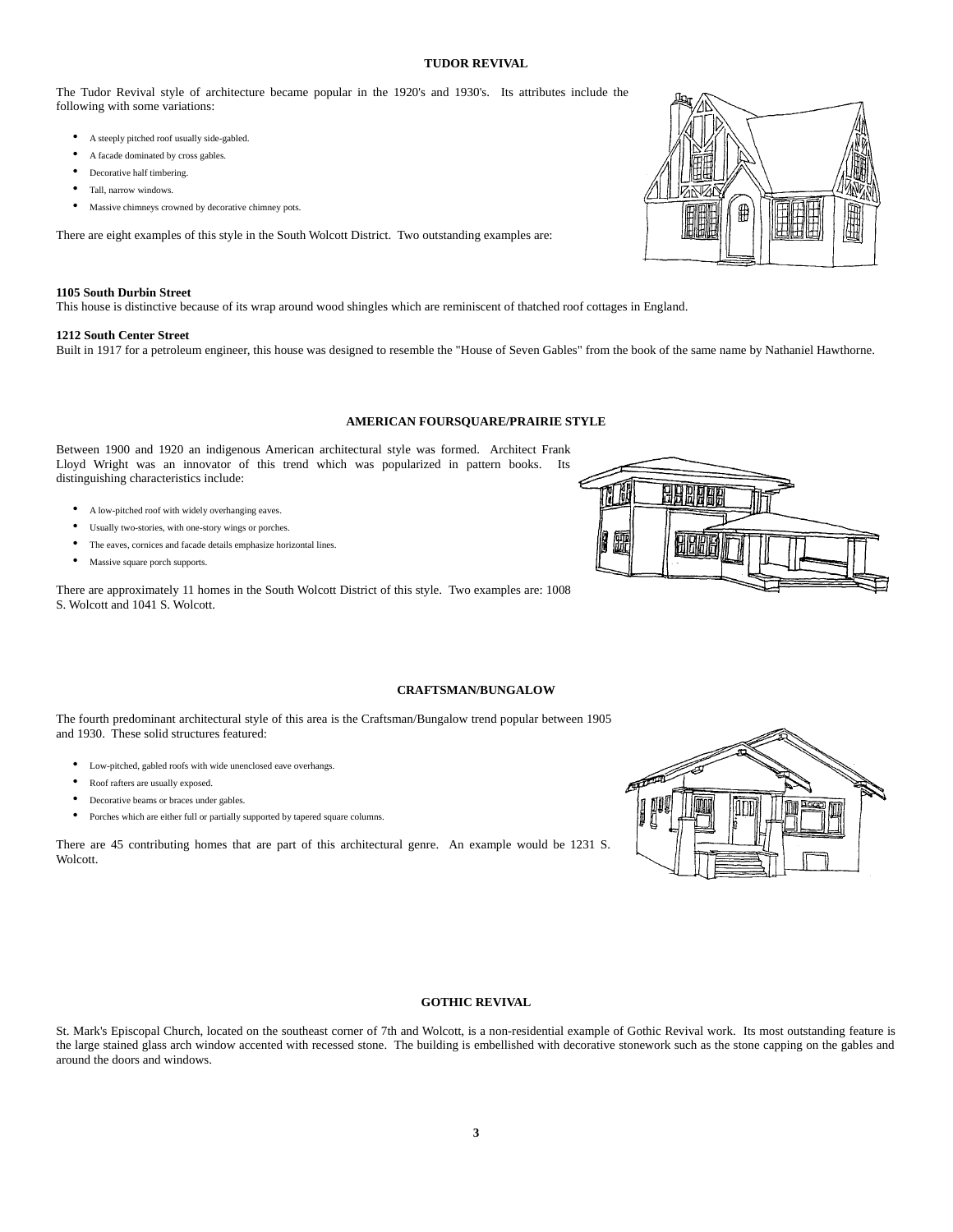## TUDOR REVIVAL

The Tudor Revival style of architecture became popular in the 1920's and 1930's. Its attributes include the following with some variations:

- A steeply pitched roof usually side-gabled.
- A facade dominated by cross gables.
- Decorative half timbering.
- Tall, narrow windows.
- Massive chimneys crowned by decorative chimney pots.

There are eight examples of this style in the South Wolcott District. Two outstanding examples are:

**1105 South Durbin Street**
This house is distinctive because of its wrap around wood shingles which are reminiscent of thatched roof cottages in England.

**1212 South Center Street**
Built in 1917 for a petroleum engineer, this house was designed to resemble the "House of Seven Gables" from the book of the same name by Nathaniel Hawthorne.

## AMERICAN FOURSQUARE/PRAIRIE STYLE

Between 1900 and 1920 an indigenous American architectural style was formed. Architect Frank Lloyd Wright was an innovator of this trend which was popularized in pattern books. Its distinguishing characteristics include:

- A low-pitched roof with widely overhanging eaves.
- Usually two-stories, with one-story wings or porches.
- The eaves, cornices and facade details emphasize horizontal lines.
- Massive square porch supports.

There are approximately 11 homes in the South Wolcott District of this style. Two examples are: 1008 S. Wolcott and 1041 S. Wolcott.

## CRAFTSMAN/BUNGALOW

The fourth predominant architectural style of this area is the Craftsman/Bungalow trend popular between 1905 and 1930. These solid structures featured:

- Low-pitched, gabled roofs with wide unenclosed eave overhangs.
- Roof rafters are usually exposed.
- Decorative beams or braces under gables.
- Porches which are either full or partially supported by tapered square columns.

There are 45 contributing homes that are part of this architectural genre. An example would be 1231 S. Wolcott.

## GOTHIC REVIVAL

St. Mark's Episcopal Church, located on the southeast corner of 7th and Wolcott, is a non-residential example of Gothic Revival work. Its most outstanding feature is the large stained glass arch window accented with recessed stone. The building is embellished with decorative stonework such as the stone capping on the gables and around the doors and windows.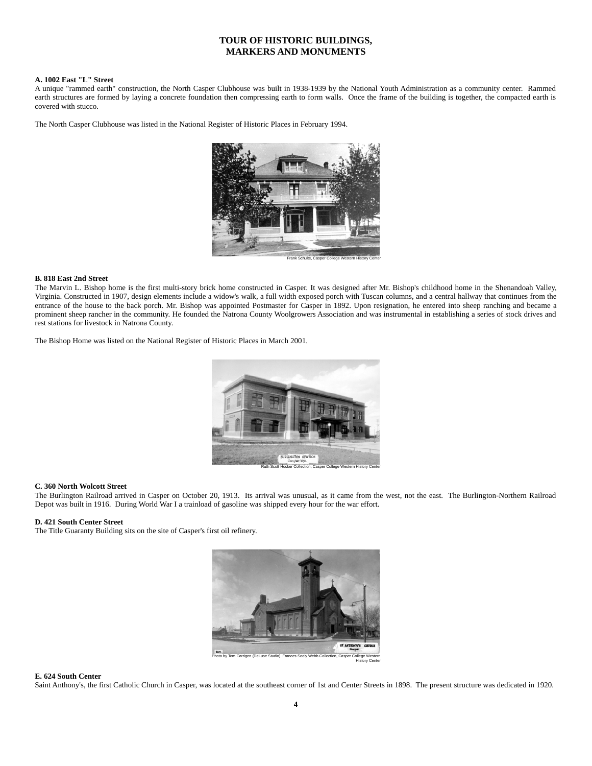# TOUR OF HISTORIC BUILDINGS, MARKERS AND MONUMENTS

**A. 1002 East "L" Street**

A unique "rammed earth" construction, the North Casper Clubhouse was built in 1938-1939 by the National Youth Administration as a community center. Rammed earth structures are formed by laying a concrete foundation then compressing earth to form walls. Once the frame of the building is together, the compacted earth is covered with stucco.

The North Casper Clubhouse was listed in the National Register of Historic Places in February 1994.

Frank Schulte, Casper College Western History Center

**B. 818 East 2nd Street**

The Marvin L. Bishop home is the first multi-story brick home constructed in Casper. It was designed after Mr. Bishop's childhood home in the Shenandoah Valley, Virginia. Constructed in 1907, design elements include a widow's walk, a full width exposed porch with Tuscan columns, and a central hallway that continues from the entrance of the house to the back porch. Mr. Bishop was appointed Postmaster for Casper in 1892. Upon resignation, he entered into sheep ranching and became a prominent sheep rancher in the community. He founded the Natrona County Woolgrowers Association and was instrumental in establishing a series of stock drives and rest stations for livestock in Natrona County.

The Bishop Home was listed on the National Register of Historic Places in March 2001.

Ruth Scott Hocker Collection, Casper College Western History Center

**C. 360 North Wolcott Street**

The Burlington Railroad arrived in Casper on October 20, 1913. Its arrival was unusual, as it came from the west, not the east. The Burlington-Northern Railroad Depot was built in 1916. During World War I a trainload of gasoline was shipped every hour for the war effort.

**D. 421 South Center Street**

The Title Guaranty Building sits on the site of Casper's first oil refinery.

Photo by Tom Carrigen (DeLuse Studio). Frances Seely Webb Collection, Casper College Western History Center

**E. 624 South Center**

Saint Anthony's, the first Catholic Church in Casper, was located at the southeast corner of 1st and Center Streets in 1898. The present structure was dedicated in 1920.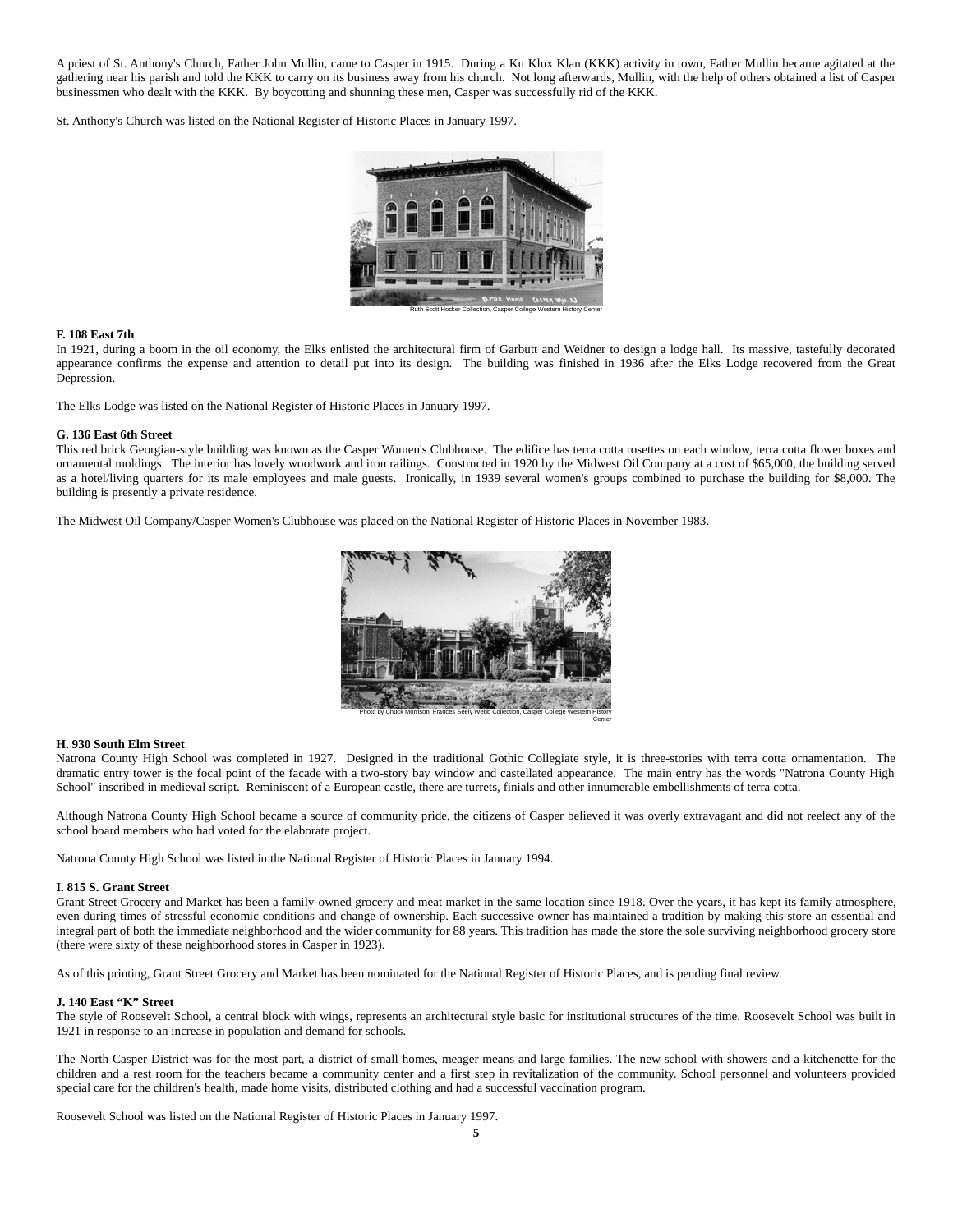A priest of St. Anthony's Church, Father John Mullin, came to Casper in 1915. During a Ku Klux Klan (KKK) activity in town, Father Mullin became agitated at the gathering near his parish and told the KKK to carry on its business away from his church. Not long afterwards, Mullin, with the help of others obtained a list of Casper businessmen who dealt with the KKK. By boycotting and shunning these men, Casper was successfully rid of the KKK.

St. Anthony's Church was listed on the National Register of Historic Places in January 1997.

Ruth Scott Hocker Collection, Casper College Western History Center

**F. 108 East 7th**

In 1921, during a boom in the oil economy, the Elks enlisted the architectural firm of Garbutt and Weidner to design a lodge hall. Its massive, tastefully decorated appearance confirms the expense and attention to detail put into its design. The building was finished in 1936 after the Elks Lodge recovered from the Great Depression.

The Elks Lodge was listed on the National Register of Historic Places in January 1997.

**G. 136 East 6th Street**

This red brick Georgian-style building was known as the Casper Women's Clubhouse. The edifice has terra cotta rosettes on each window, terra cotta flower boxes and ornamental moldings. The interior has lovely woodwork and iron railings. Constructed in 1920 by the Midwest Oil Company at a cost of $65,000, the building served as a hotel/living quarters for its male employees and male guests. Ironically, in 1939 several women's groups combined to purchase the building for $8,000. The building is presently a private residence.

The Midwest Oil Company/Casper Women's Clubhouse was placed on the National Register of Historic Places in November 1983.

Photo by Chuck Morrison. Frances Seely Webb Collection, Casper College Western History Center

**H. 930 South Elm Street**

Natrona County High School was completed in 1927. Designed in the traditional Gothic Collegiate style, it is three-stories with terra cotta ornamentation. The dramatic entry tower is the focal point of the facade with a two-story bay window and castellated appearance. The main entry has the words "Natrona County High School" inscribed in medieval script. Reminiscent of a European castle, there are turrets, finials and other innumerable embellishments of terra cotta.

Although Natrona County High School became a source of community pride, the citizens of Casper believed it was overly extravagant and did not reelect any of the school board members who had voted for the elaborate project.

Natrona County High School was listed in the National Register of Historic Places in January 1994.

**I. 815 S. Grant Street**

Grant Street Grocery and Market has been a family-owned grocery and meat market in the same location since 1918. Over the years, it has kept its family atmosphere, even during times of stressful economic conditions and change of ownership. Each successive owner has maintained a tradition by making this store an essential and integral part of both the immediate neighborhood and the wider community for 88 years. This tradition has made the store the sole surviving neighborhood grocery store (there were sixty of these neighborhood stores in Casper in 1923).

As of this printing, Grant Street Grocery and Market has been nominated for the National Register of Historic Places, and is pending final review.

**J. 140 East "K" Street**

The style of Roosevelt School, a central block with wings, represents an architectural style basic for institutional structures of the time. Roosevelt School was built in 1921 in response to an increase in population and demand for schools.

The North Casper District was for the most part, a district of small homes, meager means and large families. The new school with showers and a kitchenette for the children and a rest room for the teachers became a community center and a first step in revitalization of the community. School personnel and volunteers provided special care for the children's health, made home visits, distributed clothing and had a successful vaccination program.

Roosevelt School was listed on the National Register of Historic Places in January 1997.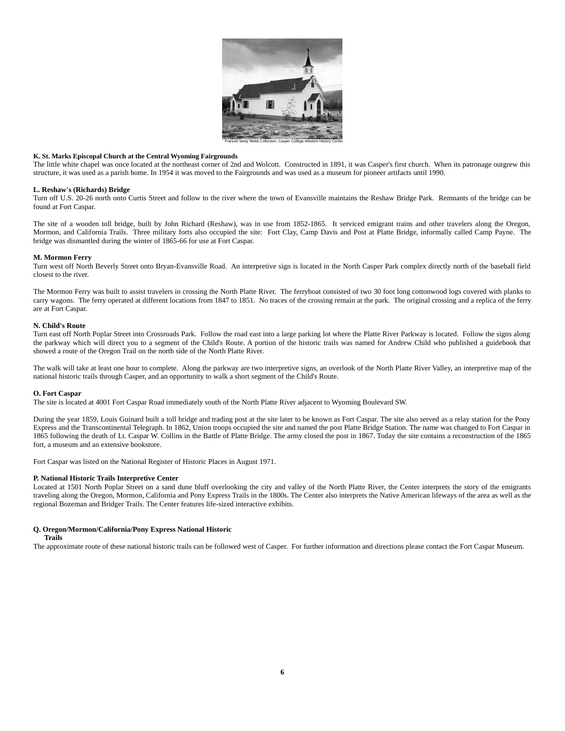Frances Seely Webb Collection, Casper College Western History Center

**K. St. Marks Episcopal Church at the Central Wyoming Fairgrounds**
The little white chapel was once located at the northeast corner of 2nd and Wolcott. Constructed in 1891, it was Casper's first church. When its patronage outgrew this structure, it was used as a parish home. In 1954 it was moved to the Fairgrounds and was used as a museum for pioneer artifacts until 1990.

**L. Reshaw's (Richards) Bridge**
Turn off U.S. 20-26 north onto Curtis Street and follow to the river where the town of Evansville maintains the Reshaw Bridge Park. Remnants of the bridge can be found at Fort Caspar.

The site of a wooden toll bridge, built by John Richard (Reshaw), was in use from 1852-1865. It serviced emigrant trains and other travelers along the Oregon, Mormon, and California Trails. Three military forts also occupied the site: Fort Clay, Camp Davis and Post at Platte Bridge, informally called Camp Payne. The bridge was dismantled during the winter of 1865-66 for use at Fort Caspar.

**M. Mormon Ferry**
Turn west off North Beverly Street onto Bryan-Evansville Road. An interpretive sign is located in the North Casper Park complex directly north of the baseball field closest to the river.

The Mormon Ferry was built to assist travelers in crossing the North Platte River. The ferryboat consisted of two 30 foot long cottonwood logs covered with planks to carry wagons. The ferry operated at different locations from 1847 to 1851. No traces of the crossing remain at the park. The original crossing and a replica of the ferry are at Fort Caspar.

**N. Child's Route**
Turn east off North Poplar Street into Crossroads Park. Follow the road east into a large parking lot where the Platte River Parkway is located. Follow the signs along the parkway which will direct you to a segment of the Child's Route. A portion of the historic trails was named for Andrew Child who published a guidebook that showed a route of the Oregon Trail on the north side of the North Platte River.

The walk will take at least one hour to complete. Along the parkway are two interpretive signs, an overlook of the North Platte River Valley, an interpretive map of the national historic trails through Casper, and an opportunity to walk a short segment of the Child's Route.

**O. Fort Caspar**
The site is located at 4001 Fort Caspar Road immediately south of the North Platte River adjacent to Wyoming Boulevard SW.

During the year 1859, Louis Guinard built a toll bridge and trading post at the site later to be known as Fort Caspar. The site also served as a relay station for the Pony Express and the Transcontinental Telegraph. In 1862, Union troops occupied the site and named the post Platte Bridge Station. The name was changed to Fort Caspar in 1865 following the death of Lt. Caspar W. Collins in the Battle of Platte Bridge. The army closed the post in 1867. Today the site contains a reconstruction of the 1865 fort, a museum and an extensive bookstore.

Fort Caspar was listed on the National Register of Historic Places in August 1971.

**P. National Historic Trails Interpretive Center**
Located at 1501 North Poplar Street on a sand dune bluff overlooking the city and valley of the North Platte River, the Center interprets the story of the emigrants traveling along the Oregon, Mormon, California and Pony Express Trails in the 1800s. The Center also interprets the Native American lifeways of the area as well as the regional Bozeman and Bridger Trails. The Center features life-sized interactive exhibits.

**Q. Oregon/Mormon/California/Pony Express National Historic Trails**
The approximate route of these national historic trails can be followed west of Casper. For further information and directions please contact the Fort Caspar Museum.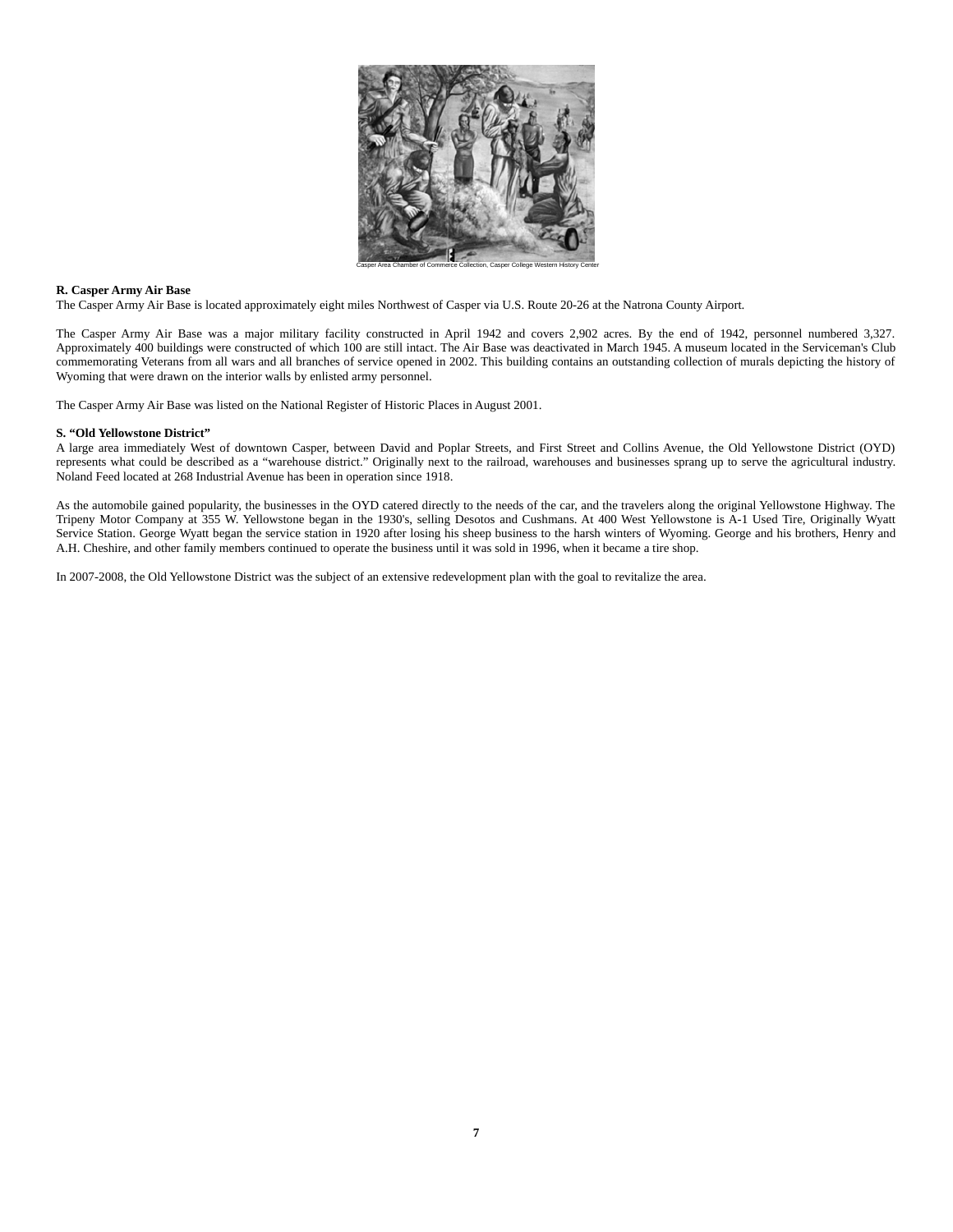Casper Area Chamber of Commerce Collection, Casper College Western History Center

**R. Casper Army Air Base**

The Casper Army Air Base is located approximately eight miles Northwest of Casper via U.S. Route 20-26 at the Natrona County Airport.

The Casper Army Air Base was a major military facility constructed in April 1942 and covers 2,902 acres. By the end of 1942, personnel numbered 3,327. Approximately 400 buildings were constructed of which 100 are still intact. The Air Base was deactivated in March 1945. A museum located in the Serviceman's Club commemorating Veterans from all wars and all branches of service opened in 2002. This building contains an outstanding collection of murals depicting the history of Wyoming that were drawn on the interior walls by enlisted army personnel.

The Casper Army Air Base was listed on the National Register of Historic Places in August 2001.

**S. "Old Yellowstone District"**

A large area immediately West of downtown Casper, between David and Poplar Streets, and First Street and Collins Avenue, the Old Yellowstone District (OYD) represents what could be described as a "warehouse district." Originally next to the railroad, warehouses and businesses sprang up to serve the agricultural industry. Noland Feed located at 268 Industrial Avenue has been in operation since 1918.

As the automobile gained popularity, the businesses in the OYD catered directly to the needs of the car, and the travelers along the original Yellowstone Highway. The Tripeny Motor Company at 355 W. Yellowstone began in the 1930's, selling Desotos and Cushmans. At 400 West Yellowstone is A-1 Used Tire, Originally Wyatt Service Station. George Wyatt began the service station in 1920 after losing his sheep business to the harsh winters of Wyoming. George and his brothers, Henry and A.H. Cheshire, and other family members continued to operate the business until it was sold in 1996, when it became a tire shop.

In 2007-2008, the Old Yellowstone District was the subject of an extensive redevelopment plan with the goal to revitalize the area.